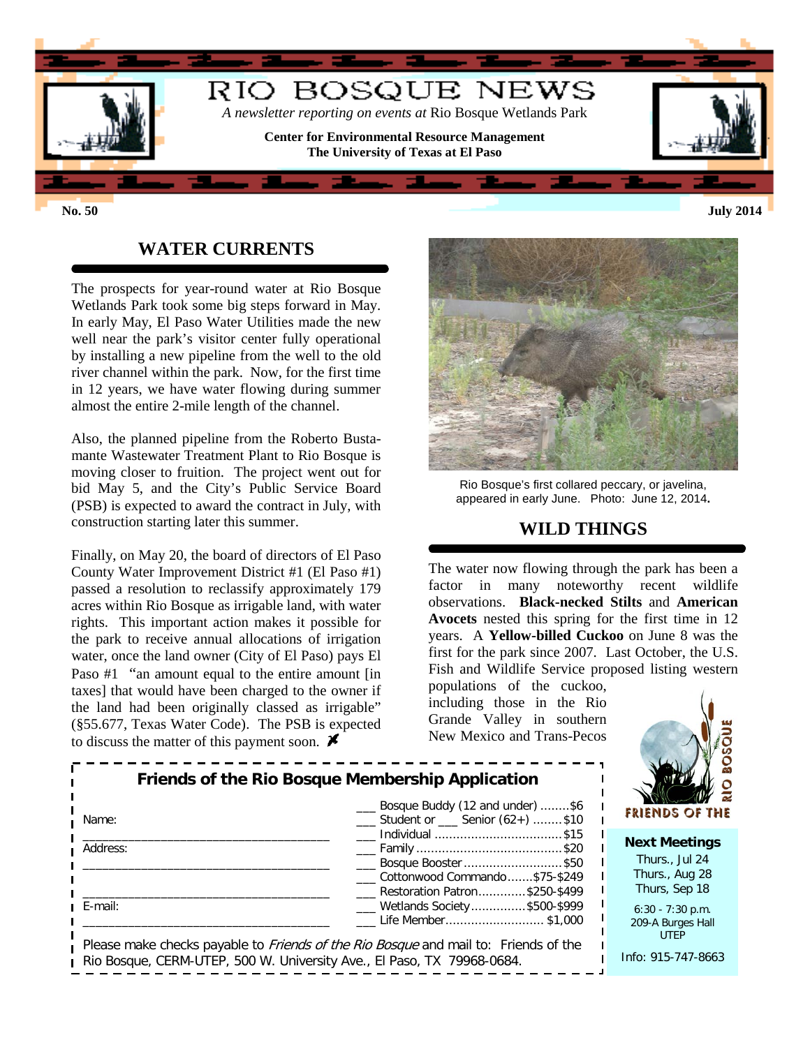# RIO BOSQUE NEWS

*A newsletter reporting on events at* Rio Bosque Wetlands Park

**Center for Environmental Resource Management**
**The University of Texas at El Paso**

**No. 50** **July 2014**

## WATER CURRENTS

The prospects for year-round water at Rio Bosque Wetlands Park took some big steps forward in May. In early May, El Paso Water Utilities made the new well near the park's visitor center fully operational by installing a new pipeline from the well to the old river channel within the park. Now, for the first time in 12 years, we have water flowing during summer almost the entire 2-mile length of the channel.

Also, the planned pipeline from the Roberto Bustamante Wastewater Treatment Plant to Rio Bosque is moving closer to fruition. The project went out for bid May 5, and the City's Public Service Board (PSB) is expected to award the contract in July, with construction starting later this summer.

Finally, on May 20, the board of directors of El Paso County Water Improvement District #1 (El Paso #1) passed a resolution to reclassify approximately 179 acres within Rio Bosque as irrigable land, with water rights. This important action makes it possible for the park to receive annual allocations of irrigation water, once the land owner (City of El Paso) pays El Paso #1 "an amount equal to the entire amount [in taxes] that would have been charged to the owner if the land had been originally classed as irrigable" (§55.677, Texas Water Code). The PSB is expected to discuss the matter of this payment soon.

Rio Bosque's first collared peccary, or javelina, appeared in early June. Photo: June 12, 2014.

## WILD THINGS

The water now flowing through the park has been a factor in many noteworthy recent wildlife observations. **Black-necked Stilts** and **American Avocets** nested this spring for the first time in 12 years. A **Yellow-billed Cuckoo** on June 8 was the first for the park since 2007. Last October, the U.S. Fish and Wildlife Service proposed listing western populations of the cuckoo, including those in the Rio Grande Valley in southern New Mexico and Trans-Pecos

### Friends of the Rio Bosque Membership Application

Name: ______________________________

Address: ______________________________

______________________________

E-mail: ______________________________

- ___ Bosque Buddy (12 and under) ........$6
- ___ Student or ___ Senior (62+) ........$10
- ___ Individual ........$15
- ___ Family ........$20
- ___ Bosque Booster ........$50
- ___ Cottonwood Commando.......$75-$249
- ___ Restoration Patron.............$250-$499
- ___ Wetlands Society...............$500-$999
- ___ Life Member........................... $1,000

Please make checks payable to *Friends of the Rio Bosque* and mail to: Friends of the Rio Bosque, CERM-UTEP, 500 W. University Ave., El Paso, TX 79968-0684.

FRIENDS OF THE RIO BOSQUE

**Next Meetings**
Thurs., Jul 24
Thurs., Aug 28
Thurs, Sep 18

6:30 - 7:30 p.m.
209-A Burges Hall
UTEP

Info: 915-747-8663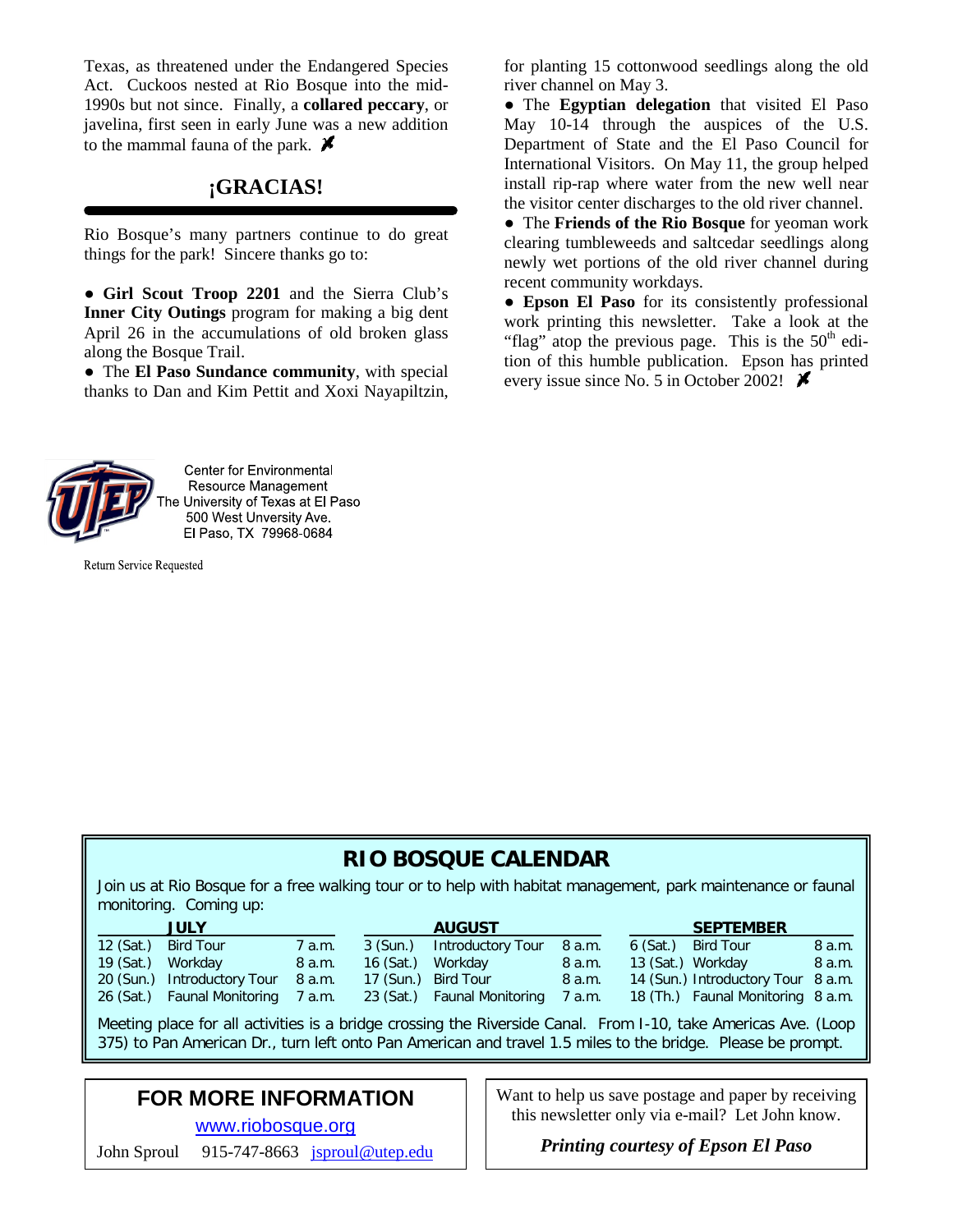Texas, as threatened under the Endangered Species Act. Cuckoos nested at Rio Bosque into the mid-1990s but not since. Finally, a **collared peccary**, or javelina, first seen in early June was a new addition to the mammal fauna of the park.

## ¡GRACIAS!

Rio Bosque's many partners continue to do great things for the park! Sincere thanks go to:

- **Girl Scout Troop 2201** and the Sierra Club's **Inner City Outings** program for making a big dent April 26 in the accumulations of old broken glass along the Bosque Trail.
- The **El Paso Sundance community**, with special thanks to Dan and Kim Pettit and Xoxi Nayapiltzin, for planting 15 cottonwood seedlings along the old river channel on May 3.
- The **Egyptian delegation** that visited El Paso May 10-14 through the auspices of the U.S. Department of State and the El Paso Council for International Visitors. On May 11, the group helped install rip-rap where water from the new well near the visitor center discharges to the old river channel.
- The **Friends of the Rio Bosque** for yeoman work clearing tumbleweeds and saltcedar seedlings along newly wet portions of the old river channel during recent community workdays.
- **Epson El Paso** for its consistently professional work printing this newsletter. Take a look at the "flag" atop the previous page. This is the 50th edition of this humble publication. Epson has printed every issue since No. 5 in October 2002!

Center for Environmental Resource Management
The University of Texas at El Paso
500 West Unversity Ave.
El Paso, TX 79968-0684

Return Service Requested

## RIO BOSQUE CALENDAR

Join us at Rio Bosque for a free walking tour or to help with habitat management, park maintenance or faunal monitoring. Coming up:

| JULY | | | AUGUST | | | SEPTEMBER | | |
|---|---|---|---|---|---|---|---|---|
| 12 (Sat.) | Bird Tour | 7 a.m. | 3 (Sun.) | Introductory Tour | 8 a.m. | 6 (Sat.) | Bird Tour | 8 a.m. |
| 19 (Sat.) | Workday | 8 a.m. | 16 (Sat.) | Workday | 8 a.m. | 13 (Sat.) | Workday | 8 a.m. |
| 20 (Sun.) | Introductory Tour | 8 a.m. | 17 (Sun.) | Bird Tour | 8 a.m. | 14 (Sun.) | Introductory Tour | 8 a.m. |
| 26 (Sat.) | Faunal Monitoring | 7 a.m. | 23 (Sat.) | Faunal Monitoring | 7 a.m. | 18 (Th.) | Faunal Monitoring | 8 a.m. |

Meeting place for all activities is a bridge crossing the Riverside Canal. From I-10, take Americas Ave. (Loop 375) to Pan American Dr., turn left onto Pan American and travel 1.5 miles to the bridge. Please be prompt.

## FOR MORE INFORMATION

www.riobosque.org

John Sproul 915-747-8663 jsproul@utep.edu

Want to help us save postage and paper by receiving this newsletter only via e-mail? Let John know.

***Printing courtesy of Epson El Paso***